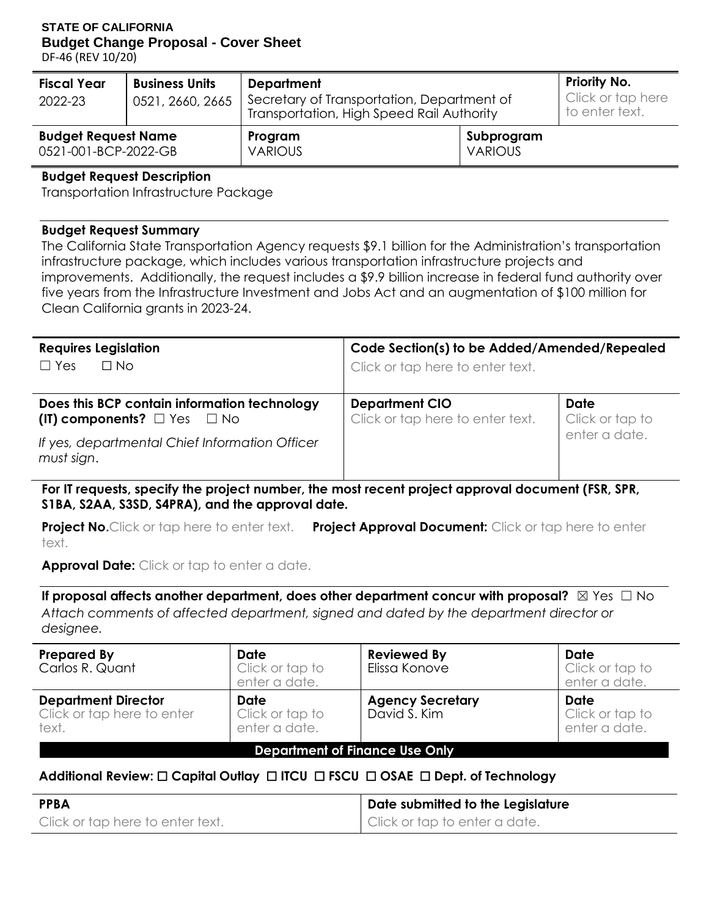**STATE OF CALIFORNIA**
**Budget Change Proposal - Cover Sheet**
DF-46 (REV 10/20)

| Fiscal Year | Business Units | Department | Priority No. |
|---|---|---|---|
| 2022-23 | 0521, 2660, 2665 | Secretary of Transportation, Department of Transportation, High Speed Rail Authority | Click or tap here to enter text. |

| Budget Request Name | Program | Subprogram |
|---|---|---|
| 0521-001-BCP-2022-GB | VARIOUS | VARIOUS |

**Budget Request Description**
Transportation Infrastructure Package

**Budget Request Summary**
The California State Transportation Agency requests $9.1 billion for the Administration's transportation infrastructure package, which includes various transportation infrastructure projects and improvements. Additionally, the request includes a $9.9 billion increase in federal fund authority over five years from the Infrastructure Investment and Jobs Act and an augmentation of $100 million for Clean California grants in 2023-24.

| Requires Legislation | Code Section(s) to be Added/Amended/Repealed |
|---|---|
| ☐ Yes ☐ No | Click or tap here to enter text. |

| Does this BCP contain information technology (IT) components? ☐ Yes ☐ No | Department CIO | Date |
|---|---|---|
| *If yes, departmental Chief Information Officer must sign.* | Click or tap here to enter text. | Click or tap to enter a date. |

**For IT requests, specify the project number, the most recent project approval document (FSR, SPR, S1BA, S2AA, S3SD, S4PRA), and the approval date.**

**Project No.** Click or tap here to enter text. **Project Approval Document:** Click or tap here to enter text.

**Approval Date:** Click or tap to enter a date.

**If proposal affects another department, does other department concur with proposal?** ☒ Yes ☐ No
*Attach comments of affected department, signed and dated by the department director or designee.*

| Prepared By | Date | Reviewed By | Date |
|---|---|---|---|
| Carlos R. Quant | Click or tap to enter a date. | Elissa Konove | Click or tap to enter a date. |
| **Department Director** | **Date** | **Agency Secretary** | **Date** |
| Click or tap here to enter text. | Click or tap to enter a date. | David S. Kim | Click or tap to enter a date. |

**Department of Finance Use Only**

**Additional Review:** ☐ **Capital Outlay** ☐ **ITCU** ☐ **FSCU** ☐ **OSAE** ☐ **Dept. of Technology**

| PPBA | Date submitted to the Legislature |
|---|---|
| Click or tap here to enter text. | Click or tap to enter a date. |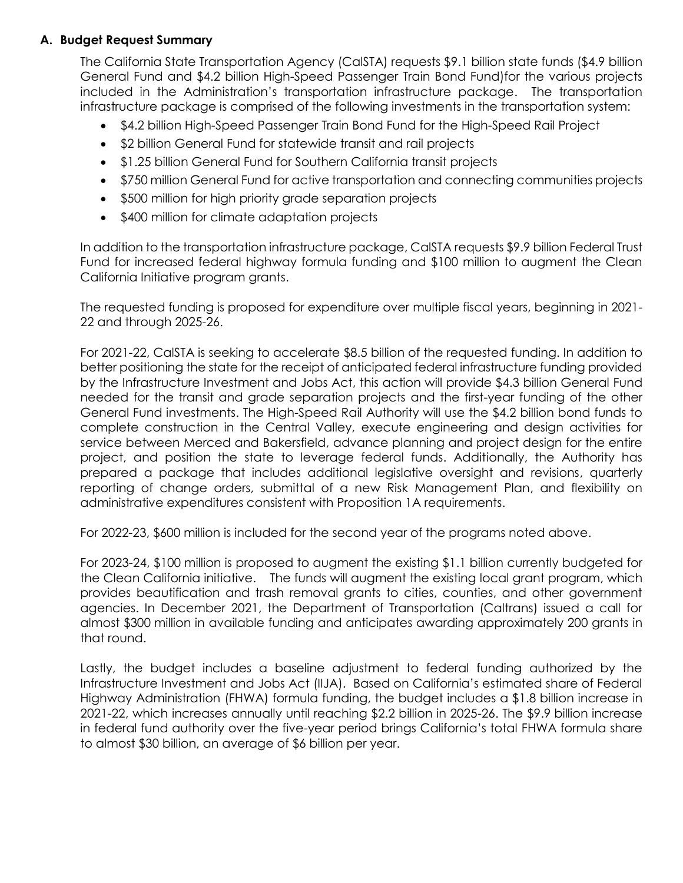### A. Budget Request Summary

The California State Transportation Agency (CalSTA) requests $9.1 billion state funds ($4.9 billion General Fund and $4.2 billion High-Speed Passenger Train Bond Fund)for the various projects included in the Administration's transportation infrastructure package. The transportation infrastructure package is comprised of the following investments in the transportation system:

- $4.2 billion High-Speed Passenger Train Bond Fund for the High-Speed Rail Project
- $2 billion General Fund for statewide transit and rail projects
- $1.25 billion General Fund for Southern California transit projects
- $750 million General Fund for active transportation and connecting communities projects
- $500 million for high priority grade separation projects
- $400 million for climate adaptation projects

In addition to the transportation infrastructure package, CalSTA requests $9.9 billion Federal Trust Fund for increased federal highway formula funding and $100 million to augment the Clean California Initiative program grants.

The requested funding is proposed for expenditure over multiple fiscal years, beginning in 2021-22 and through 2025-26.

For 2021-22, CalSTA is seeking to accelerate $8.5 billion of the requested funding. In addition to better positioning the state for the receipt of anticipated federal infrastructure funding provided by the Infrastructure Investment and Jobs Act, this action will provide $4.3 billion General Fund needed for the transit and grade separation projects and the first-year funding of the other General Fund investments. The High-Speed Rail Authority will use the $4.2 billion bond funds to complete construction in the Central Valley, execute engineering and design activities for service between Merced and Bakersfield, advance planning and project design for the entire project, and position the state to leverage federal funds. Additionally, the Authority has prepared a package that includes additional legislative oversight and revisions, quarterly reporting of change orders, submittal of a new Risk Management Plan, and flexibility on administrative expenditures consistent with Proposition 1A requirements.

For 2022-23, $600 million is included for the second year of the programs noted above.

For 2023-24, $100 million is proposed to augment the existing $1.1 billion currently budgeted for the Clean California initiative. The funds will augment the existing local grant program, which provides beautification and trash removal grants to cities, counties, and other government agencies. In December 2021, the Department of Transportation (Caltrans) issued a call for almost $300 million in available funding and anticipates awarding approximately 200 grants in that round.

Lastly, the budget includes a baseline adjustment to federal funding authorized by the Infrastructure Investment and Jobs Act (IIJA). Based on California's estimated share of Federal Highway Administration (FHWA) formula funding, the budget includes a $1.8 billion increase in 2021-22, which increases annually until reaching $2.2 billion in 2025-26. The $9.9 billion increase in federal fund authority over the five-year period brings California's total FHWA formula share to almost $30 billion, an average of $6 billion per year.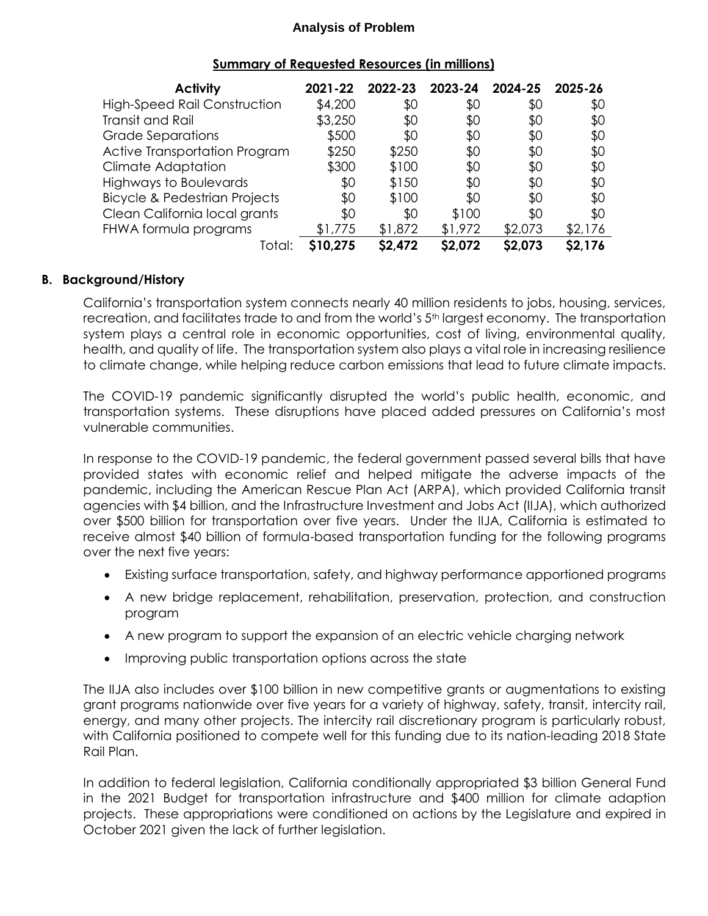**Analysis of Problem**

**Summary of Requested Resources (in millions)**

| Activity | 2021-22 | 2022-23 | 2023-24 | 2024-25 | 2025-26 |
|---|---|---|---|---|---|
| High-Speed Rail Construction | $4,200 | $0 | $0 | $0 | $0 |
| Transit and Rail | $3,250 | $0 | $0 | $0 | $0 |
| Grade Separations | $500 | $0 | $0 | $0 | $0 |
| Active Transportation Program | $250 | $250 | $0 | $0 | $0 |
| Climate Adaptation | $300 | $100 | $0 | $0 | $0 |
| Highways to Boulevards | $0 | $150 | $0 | $0 | $0 |
| Bicycle & Pedestrian Projects | $0 | $100 | $0 | $0 | $0 |
| Clean California local grants | $0 | $0 | $100 | $0 | $0 |
| FHWA formula programs | $1,775 | $1,872 | $1,972 | $2,073 | $2,176 |
| Total: | **$10,275** | **$2,472** | **$2,072** | **$2,073** | **$2,176** |

**B. Background/History**

California's transportation system connects nearly 40 million residents to jobs, housing, services, recreation, and facilitates trade to and from the world's 5th largest economy. The transportation system plays a central role in economic opportunities, cost of living, environmental quality, health, and quality of life. The transportation system also plays a vital role in increasing resilience to climate change, while helping reduce carbon emissions that lead to future climate impacts.

The COVID-19 pandemic significantly disrupted the world's public health, economic, and transportation systems. These disruptions have placed added pressures on California's most vulnerable communities.

In response to the COVID-19 pandemic, the federal government passed several bills that have provided states with economic relief and helped mitigate the adverse impacts of the pandemic, including the American Rescue Plan Act (ARPA), which provided California transit agencies with $4 billion, and the Infrastructure Investment and Jobs Act (IIJA), which authorized over $500 billion for transportation over five years. Under the IIJA, California is estimated to receive almost $40 billion of formula-based transportation funding for the following programs over the next five years:

- Existing surface transportation, safety, and highway performance apportioned programs
- A new bridge replacement, rehabilitation, preservation, protection, and construction program
- A new program to support the expansion of an electric vehicle charging network
- Improving public transportation options across the state

The IIJA also includes over $100 billion in new competitive grants or augmentations to existing grant programs nationwide over five years for a variety of highway, safety, transit, intercity rail, energy, and many other projects. The intercity rail discretionary program is particularly robust, with California positioned to compete well for this funding due to its nation-leading 2018 State Rail Plan.

In addition to federal legislation, California conditionally appropriated $3 billion General Fund in the 2021 Budget for transportation infrastructure and $400 million for climate adaption projects. These appropriations were conditioned on actions by the Legislature and expired in October 2021 given the lack of further legislation.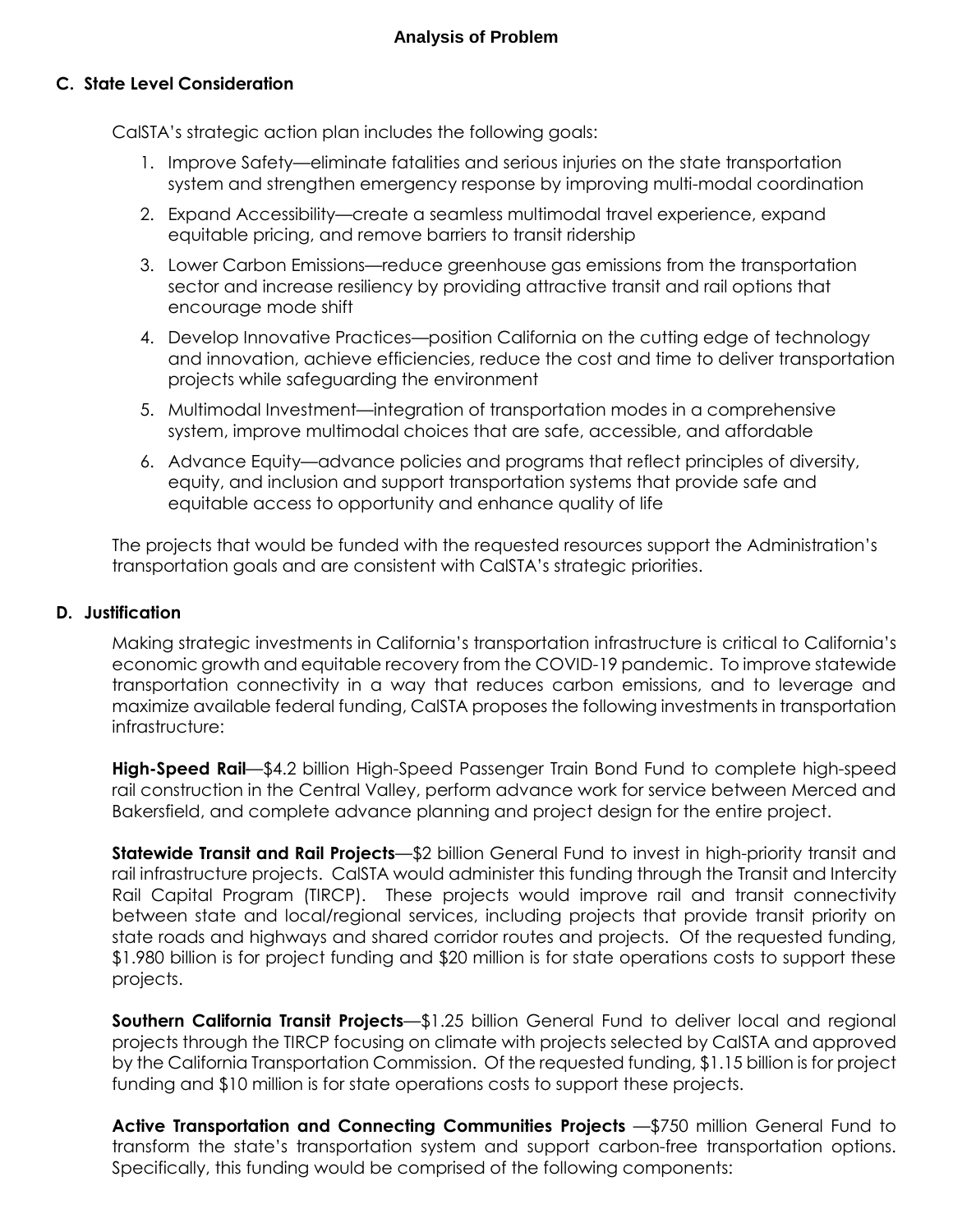**Analysis of Problem**

## C. State Level Consideration

CalSTA's strategic action plan includes the following goals:

1. Improve Safety—eliminate fatalities and serious injuries on the state transportation system and strengthen emergency response by improving multi-modal coordination
2. Expand Accessibility—create a seamless multimodal travel experience, expand equitable pricing, and remove barriers to transit ridership
3. Lower Carbon Emissions—reduce greenhouse gas emissions from the transportation sector and increase resiliency by providing attractive transit and rail options that encourage mode shift
4. Develop Innovative Practices—position California on the cutting edge of technology and innovation, achieve efficiencies, reduce the cost and time to deliver transportation projects while safeguarding the environment
5. Multimodal Investment—integration of transportation modes in a comprehensive system, improve multimodal choices that are safe, accessible, and affordable
6. Advance Equity—advance policies and programs that reflect principles of diversity, equity, and inclusion and support transportation systems that provide safe and equitable access to opportunity and enhance quality of life

The projects that would be funded with the requested resources support the Administration's transportation goals and are consistent with CalSTA's strategic priorities.

## D. Justification

Making strategic investments in California's transportation infrastructure is critical to California's economic growth and equitable recovery from the COVID-19 pandemic. To improve statewide transportation connectivity in a way that reduces carbon emissions, and to leverage and maximize available federal funding, CalSTA proposes the following investments in transportation infrastructure:

**High-Speed Rail**—$4.2 billion High-Speed Passenger Train Bond Fund to complete high-speed rail construction in the Central Valley, perform advance work for service between Merced and Bakersfield, and complete advance planning and project design for the entire project.

**Statewide Transit and Rail Projects**—$2 billion General Fund to invest in high-priority transit and rail infrastructure projects. CalSTA would administer this funding through the Transit and Intercity Rail Capital Program (TIRCP). These projects would improve rail and transit connectivity between state and local/regional services, including projects that provide transit priority on state roads and highways and shared corridor routes and projects. Of the requested funding, $1.980 billion is for project funding and $20 million is for state operations costs to support these projects.

**Southern California Transit Projects**—$1.25 billion General Fund to deliver local and regional projects through the TIRCP focusing on climate with projects selected by CalSTA and approved by the California Transportation Commission. Of the requested funding, $1.15 billion is for project funding and $10 million is for state operations costs to support these projects.

**Active Transportation and Connecting Communities Projects** —$750 million General Fund to transform the state's transportation system and support carbon-free transportation options. Specifically, this funding would be comprised of the following components: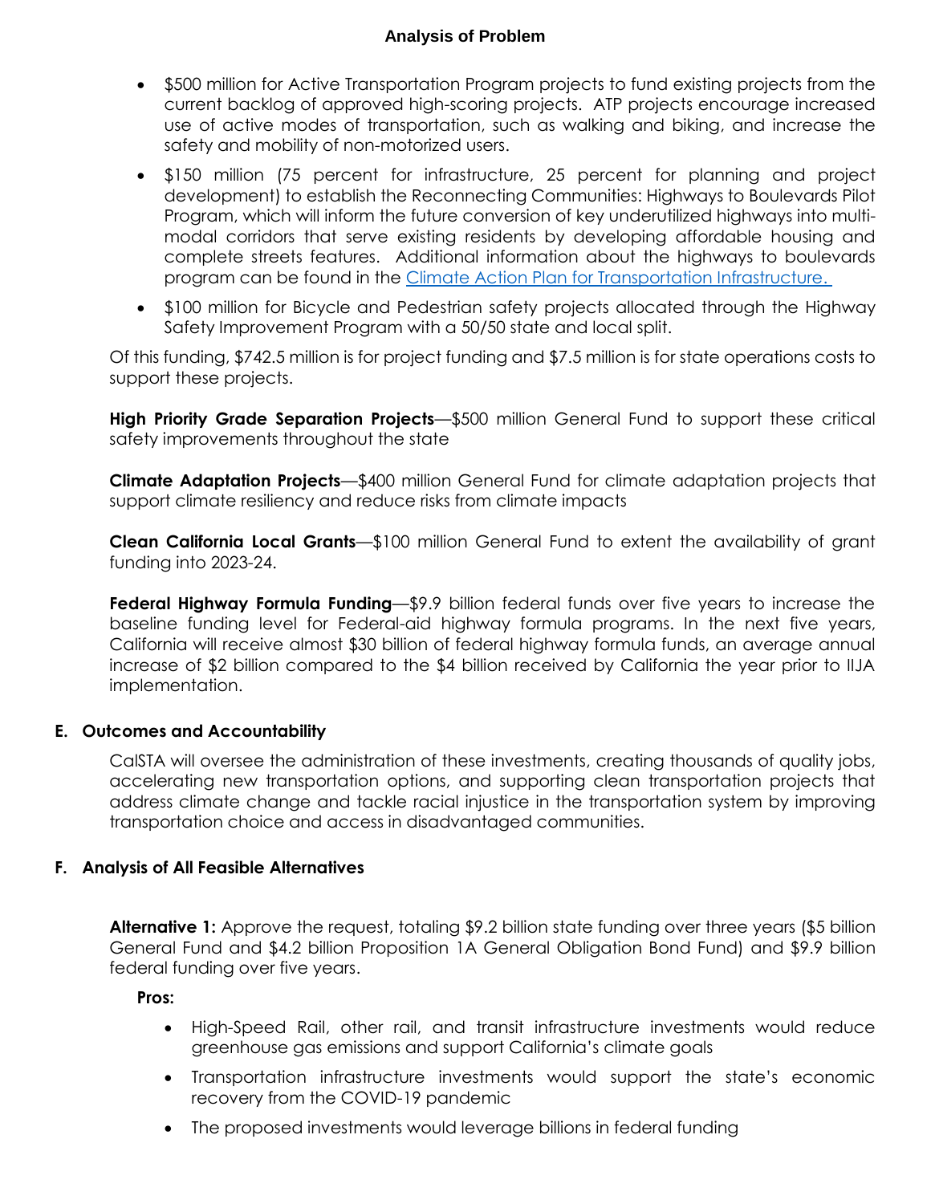**Analysis of Problem**

- $500 million for Active Transportation Program projects to fund existing projects from the current backlog of approved high-scoring projects. ATP projects encourage increased use of active modes of transportation, such as walking and biking, and increase the safety and mobility of non-motorized users.
- $150 million (75 percent for infrastructure, 25 percent for planning and project development) to establish the Reconnecting Communities: Highways to Boulevards Pilot Program, which will inform the future conversion of key underutilized highways into multi-modal corridors that serve existing residents by developing affordable housing and complete streets features. Additional information about the highways to boulevards program can be found in the [Climate Action Plan for Transportation Infrastructure.](#)
- $100 million for Bicycle and Pedestrian safety projects allocated through the Highway Safety Improvement Program with a 50/50 state and local split.

Of this funding, $742.5 million is for project funding and $7.5 million is for state operations costs to support these projects.

**High Priority Grade Separation Projects**—$500 million General Fund to support these critical safety improvements throughout the state

**Climate Adaptation Projects**—$400 million General Fund for climate adaptation projects that support climate resiliency and reduce risks from climate impacts

**Clean California Local Grants**—$100 million General Fund to extent the availability of grant funding into 2023-24.

**Federal Highway Formula Funding**—$9.9 billion federal funds over five years to increase the baseline funding level for Federal-aid highway formula programs. In the next five years, California will receive almost $30 billion of federal highway formula funds, an average annual increase of $2 billion compared to the $4 billion received by California the year prior to IIJA implementation.

## E. Outcomes and Accountability

CalSTA will oversee the administration of these investments, creating thousands of quality jobs, accelerating new transportation options, and supporting clean transportation projects that address climate change and tackle racial injustice in the transportation system by improving transportation choice and access in disadvantaged communities.

## F. Analysis of All Feasible Alternatives

**Alternative 1:** Approve the request, totaling $9.2 billion state funding over three years ($5 billion General Fund and $4.2 billion Proposition 1A General Obligation Bond Fund) and $9.9 billion federal funding over five years.

**Pros:**

- High-Speed Rail, other rail, and transit infrastructure investments would reduce greenhouse gas emissions and support California's climate goals
- Transportation infrastructure investments would support the state's economic recovery from the COVID-19 pandemic
- The proposed investments would leverage billions in federal funding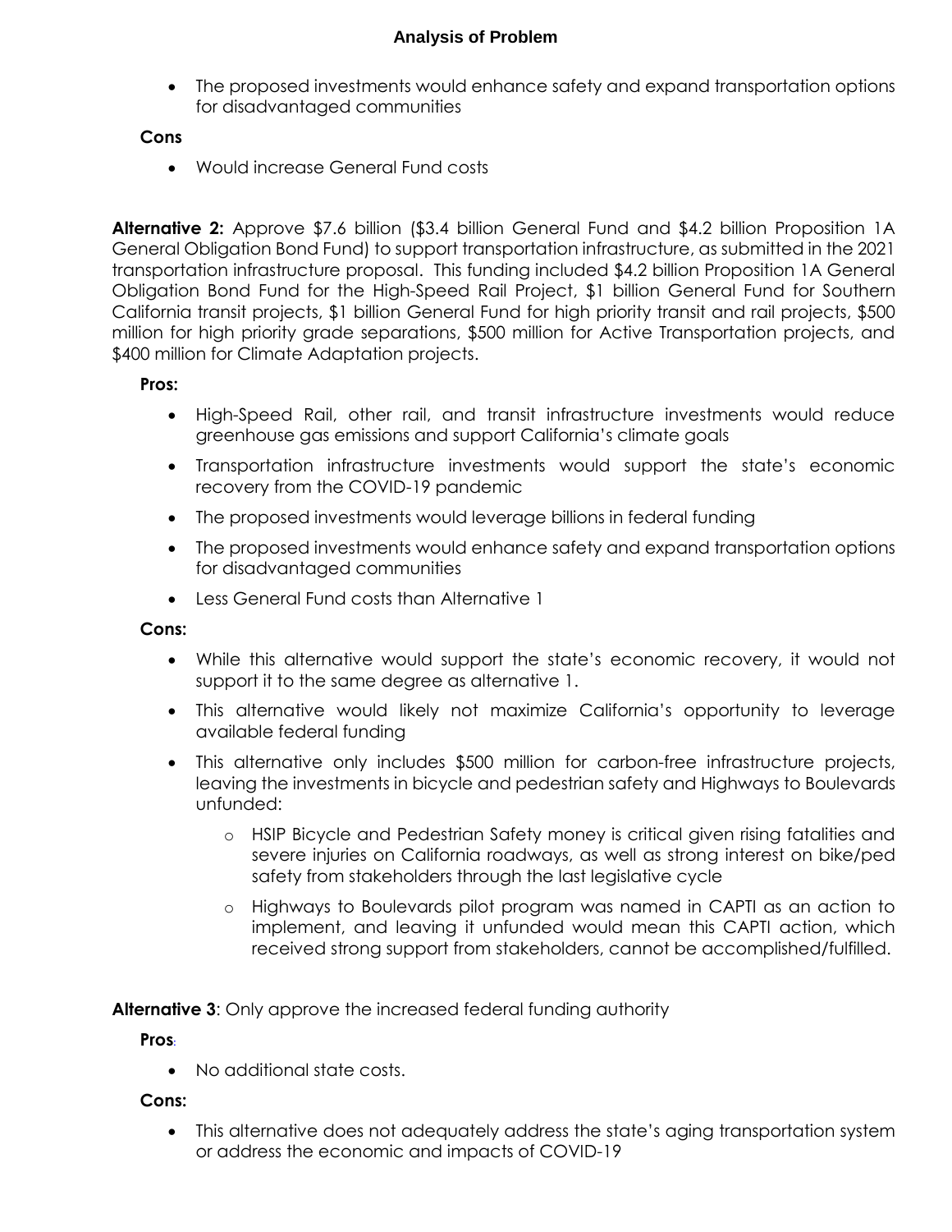## Analysis of Problem

- The proposed investments would enhance safety and expand transportation options for disadvantaged communities

**Cons**

- Would increase General Fund costs

**Alternative 2:** Approve $7.6 billion ($3.4 billion General Fund and $4.2 billion Proposition 1A General Obligation Bond Fund) to support transportation infrastructure, as submitted in the 2021 transportation infrastructure proposal. This funding included $4.2 billion Proposition 1A General Obligation Bond Fund for the High-Speed Rail Project, $1 billion General Fund for Southern California transit projects, $1 billion General Fund for high priority transit and rail projects, $500 million for high priority grade separations, $500 million for Active Transportation projects, and $400 million for Climate Adaptation projects.

**Pros:**

- High-Speed Rail, other rail, and transit infrastructure investments would reduce greenhouse gas emissions and support California's climate goals
- Transportation infrastructure investments would support the state's economic recovery from the COVID-19 pandemic
- The proposed investments would leverage billions in federal funding
- The proposed investments would enhance safety and expand transportation options for disadvantaged communities
- Less General Fund costs than Alternative 1

**Cons:**

- While this alternative would support the state's economic recovery, it would not support it to the same degree as alternative 1.
- This alternative would likely not maximize California's opportunity to leverage available federal funding
- This alternative only includes $500 million for carbon-free infrastructure projects, leaving the investments in bicycle and pedestrian safety and Highways to Boulevards unfunded:
  - HSIP Bicycle and Pedestrian Safety money is critical given rising fatalities and severe injuries on California roadways, as well as strong interest on bike/ped safety from stakeholders through the last legislative cycle
  - Highways to Boulevards pilot program was named in CAPTI as an action to implement, and leaving it unfunded would mean this CAPTI action, which received strong support from stakeholders, cannot be accomplished/fulfilled.

**Alternative 3**: Only approve the increased federal funding authority

**Pros**:

- No additional state costs.

**Cons:**

- This alternative does not adequately address the state's aging transportation system or address the economic and impacts of COVID-19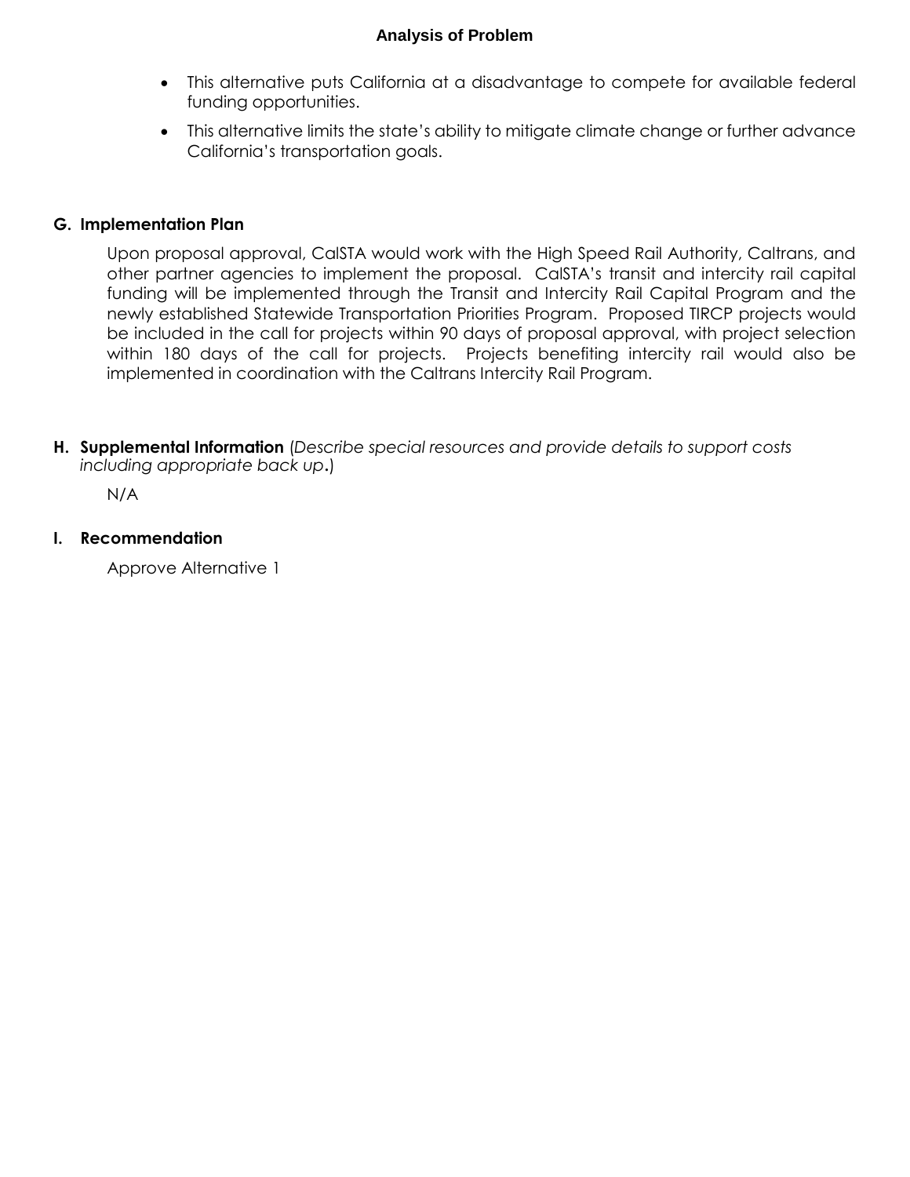- This alternative puts California at a disadvantage to compete for available federal funding opportunities.
- This alternative limits the state's ability to mitigate climate change or further advance California's transportation goals.

## G. Implementation Plan

Upon proposal approval, CalSTA would work with the High Speed Rail Authority, Caltrans, and other partner agencies to implement the proposal. CalSTA's transit and intercity rail capital funding will be implemented through the Transit and Intercity Rail Capital Program and the newly established Statewide Transportation Priorities Program. Proposed TIRCP projects would be included in the call for projects within 90 days of proposal approval, with project selection within 180 days of the call for projects. Projects benefiting intercity rail would also be implemented in coordination with the Caltrans Intercity Rail Program.

## H. Supplemental Information (*Describe special resources and provide details to support costs including appropriate back up*.)

N/A

## I. Recommendation

Approve Alternative 1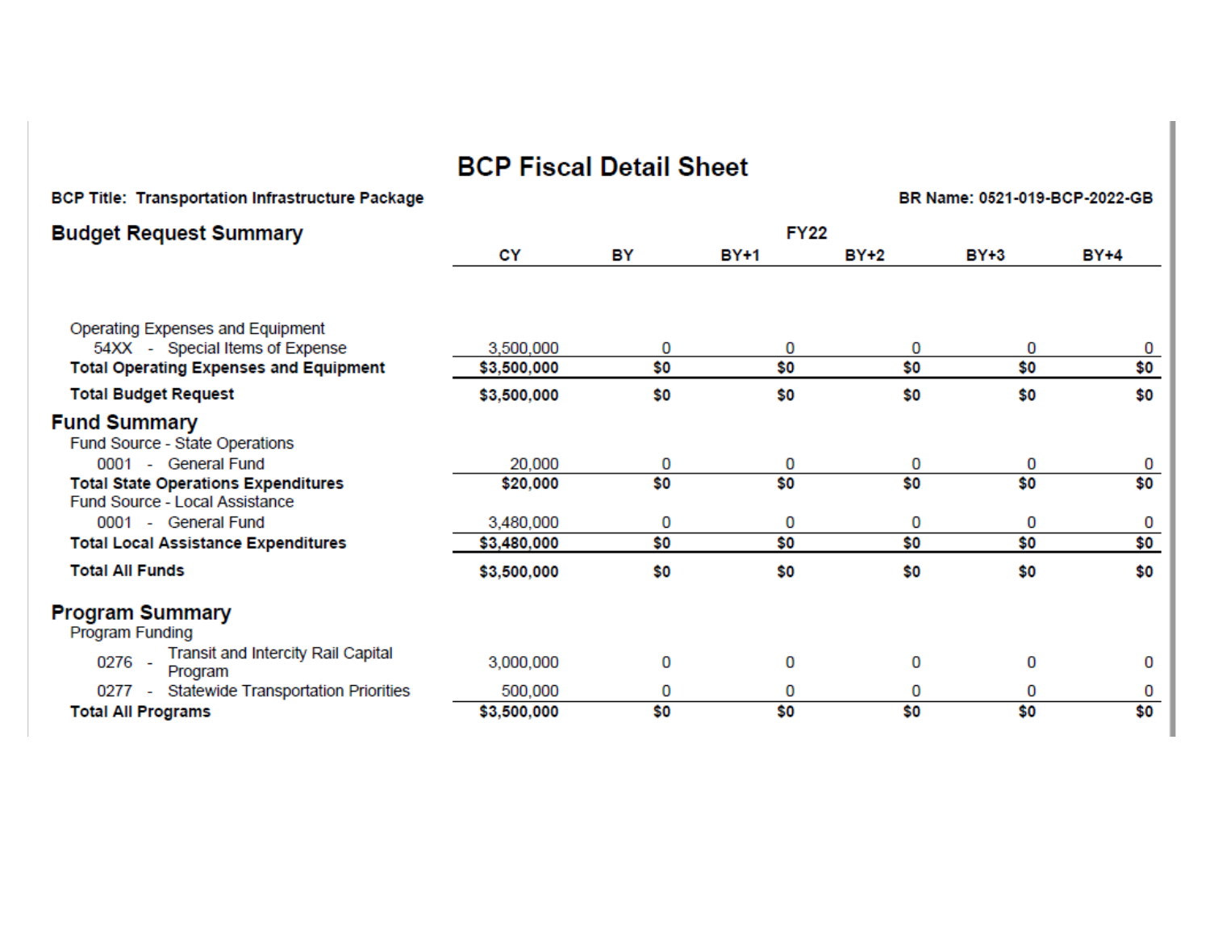# BCP Fiscal Detail Sheet

**BCP Title: Transportation Infrastructure Package**

**BR Name: 0521-019-BCP-2022-GB**

## Budget Request Summary

| | FY22 | | | | | |
|---|---|---|---|---|---|---|
| | CY | BY | BY+1 | BY+2 | BY+3 | BY+4 |
| Operating Expenses and Equipment | | | | | | |
| 54XX - Special Items of Expense | 3,500,000 | 0 | 0 | 0 | 0 | 0 |
| **Total Operating Expenses and Equipment** | **$3,500,000** | **$0** | **$0** | **$0** | **$0** | **$0** |
| **Total Budget Request** | **$3,500,000** | **$0** | **$0** | **$0** | **$0** | **$0** |

## Fund Summary

| | CY | BY | BY+1 | BY+2 | BY+3 | BY+4 |
|---|---|---|---|---|---|---|
| Fund Source - State Operations | | | | | | |
| 0001 - General Fund | 20,000 | 0 | 0 | 0 | 0 | 0 |
| **Total State Operations Expenditures** | **$20,000** | **$0** | **$0** | **$0** | **$0** | **$0** |
| Fund Source - Local Assistance | | | | | | |
| 0001 - General Fund | 3,480,000 | 0 | 0 | 0 | 0 | 0 |
| **Total Local Assistance Expenditures** | **$3,480,000** | **$0** | **$0** | **$0** | **$0** | **$0** |
| **Total All Funds** | **$3,500,000** | **$0** | **$0** | **$0** | **$0** | **$0** |

## Program Summary

| | CY | BY | BY+1 | BY+2 | BY+3 | BY+4 |
|---|---|---|---|---|---|---|
| Program Funding | | | | | | |
| 0276 - Transit and Intercity Rail Capital Program | 3,000,000 | 0 | 0 | 0 | 0 | 0 |
| 0277 - Statewide Transportation Priorities | 500,000 | 0 | 0 | 0 | 0 | 0 |
| **Total All Programs** | **$3,500,000** | **$0** | **$0** | **$0** | **$0** | **$0** |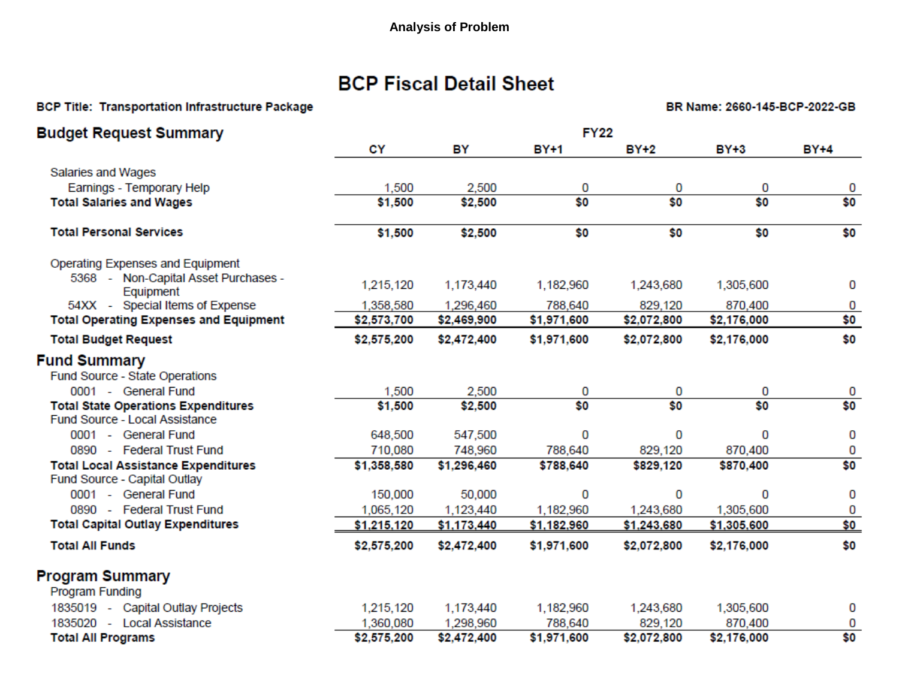**Analysis of Problem**

# BCP Fiscal Detail Sheet

**BCP Title: Transportation Infrastructure Package** | **BR Name: 2660-145-BCP-2022-GB**

## Budget Request Summary

| | | | FY22 | | | |
|---|---|---|---|---|---|---|
| | CY | BY | BY+1 | BY+2 | BY+3 | BY+4 |
| Salaries and Wages | | | | | | |
| Earnings - Temporary Help | 1,500 | 2,500 | 0 | 0 | 0 | 0 |
| **Total Salaries and Wages** | **$1,500** | **$2,500** | **$0** | **$0** | **$0** | **$0** |
| **Total Personal Services** | **$1,500** | **$2,500** | **$0** | **$0** | **$0** | **$0** |
| Operating Expenses and Equipment | | | | | | |
| 5368 - Non-Capital Asset Purchases - Equipment | 1,215,120 | 1,173,440 | 1,182,960 | 1,243,680 | 1,305,600 | 0 |
| 54XX - Special Items of Expense | 1,358,580 | 1,296,460 | 788,640 | 829,120 | 870,400 | 0 |
| **Total Operating Expenses and Equipment** | **$2,573,700** | **$2,469,900** | **$1,971,600** | **$2,072,800** | **$2,176,000** | **$0** |
| **Total Budget Request** | **$2,575,200** | **$2,472,400** | **$1,971,600** | **$2,072,800** | **$2,176,000** | **$0** |

## Fund Summary

| | CY | BY | BY+1 | BY+2 | BY+3 | BY+4 |
|---|---|---|---|---|---|---|
| Fund Source - State Operations | | | | | | |
| 0001 - General Fund | 1,500 | 2,500 | 0 | 0 | 0 | 0 |
| **Total State Operations Expenditures** | **$1,500** | **$2,500** | **$0** | **$0** | **$0** | **$0** |
| Fund Source - Local Assistance | | | | | | |
| 0001 - General Fund | 648,500 | 547,500 | 0 | 0 | 0 | 0 |
| 0890 - Federal Trust Fund | 710,080 | 748,960 | 788,640 | 829,120 | 870,400 | 0 |
| **Total Local Assistance Expenditures** | **$1,358,580** | **$1,296,460** | **$788,640** | **$829,120** | **$870,400** | **$0** |
| Fund Source - Capital Outlay | | | | | | |
| 0001 - General Fund | 150,000 | 50,000 | 0 | 0 | 0 | 0 |
| 0890 - Federal Trust Fund | 1,065,120 | 1,123,440 | 1,182,960 | 1,243,680 | 1,305,600 | 0 |
| **Total Capital Outlay Expenditures** | **$1,215,120** | **$1,173,440** | **$1,182,960** | **$1,243,680** | **$1,305,600** | **$0** |
| **Total All Funds** | **$2,575,200** | **$2,472,400** | **$1,971,600** | **$2,072,800** | **$2,176,000** | **$0** |

## Program Summary

| | CY | BY | BY+1 | BY+2 | BY+3 | BY+4 |
|---|---|---|---|---|---|---|
| Program Funding | | | | | | |
| 1835019 - Capital Outlay Projects | 1,215,120 | 1,173,440 | 1,182,960 | 1,243,680 | 1,305,600 | 0 |
| 1835020 - Local Assistance | 1,360,080 | 1,298,960 | 788,640 | 829,120 | 870,400 | 0 |
| **Total All Programs** | **$2,575,200** | **$2,472,400** | **$1,971,600** | **$2,072,800** | **$2,176,000** | **$0** |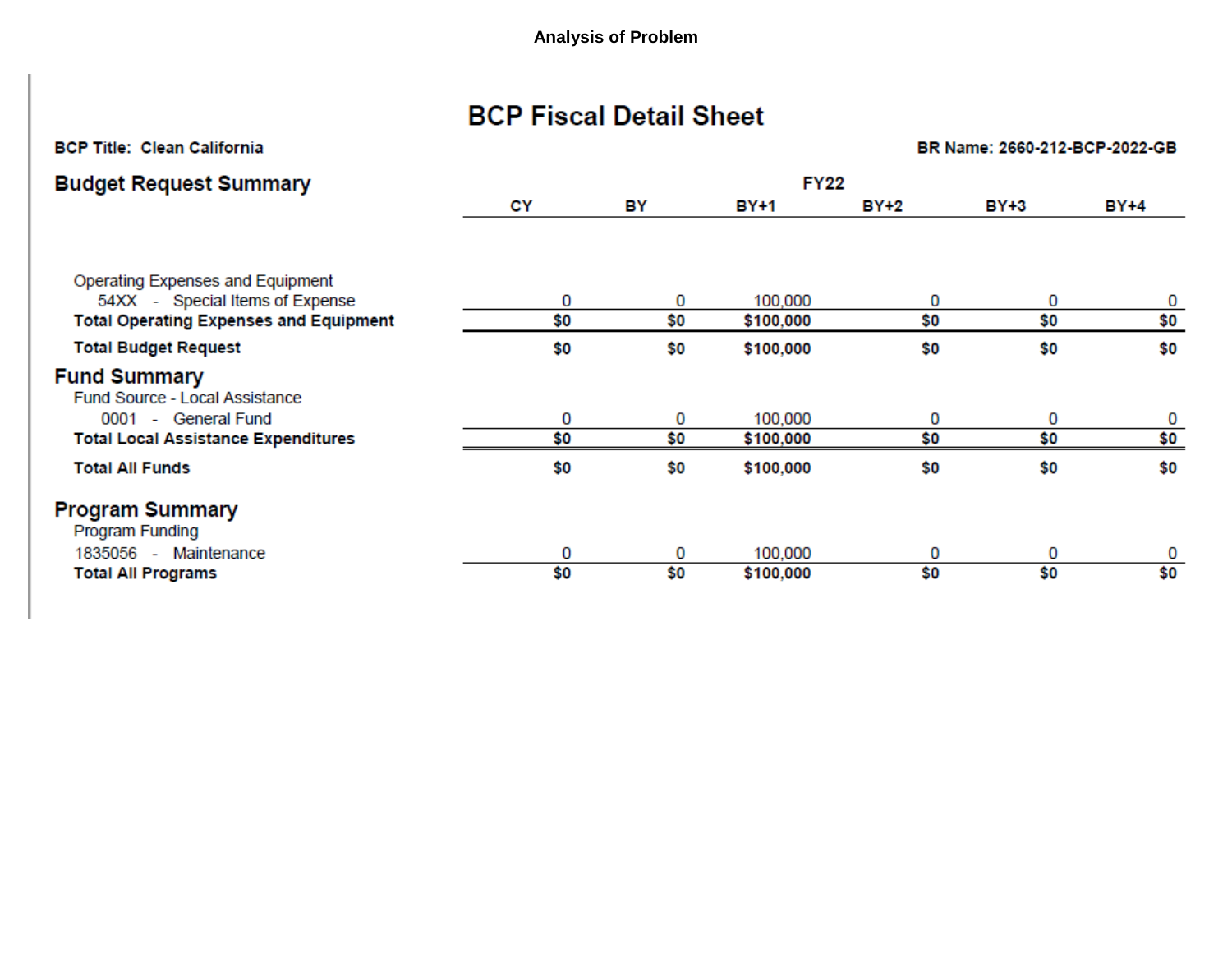**Analysis of Problem**

# BCP Fiscal Detail Sheet

**BCP Title: Clean California** | **BR Name: 2660-212-BCP-2022-GB**

## Budget Request Summary

| | | | FY22 | | | |
|---|---|---|---|---|---|---|
| | CY | BY | BY+1 | BY+2 | BY+3 | BY+4 |
| Operating Expenses and Equipment | | | | | | |
| 54XX - Special Items of Expense | 0 | 0 | 100,000 | 0 | 0 | 0 |
| **Total Operating Expenses and Equipment** | **$0** | **$0** | **$100,000** | **$0** | **$0** | **$0** |
| **Total Budget Request** | **$0** | **$0** | **$100,000** | **$0** | **$0** | **$0** |

## Fund Summary

| | CY | BY | BY+1 | BY+2 | BY+3 | BY+4 |
|---|---|---|---|---|---|---|
| Fund Source - Local Assistance | | | | | | |
| 0001 - General Fund | 0 | 0 | 100,000 | 0 | 0 | 0 |
| **Total Local Assistance Expenditures** | **$0** | **$0** | **$100,000** | **$0** | **$0** | **$0** |
| **Total All Funds** | **$0** | **$0** | **$100,000** | **$0** | **$0** | **$0** |

## Program Summary

| | CY | BY | BY+1 | BY+2 | BY+3 | BY+4 |
|---|---|---|---|---|---|---|
| Program Funding | | | | | | |
| 1835056 - Maintenance | 0 | 0 | 100,000 | 0 | 0 | 0 |
| **Total All Programs** | **$0** | **$0** | **$100,000** | **$0** | **$0** | **$0** |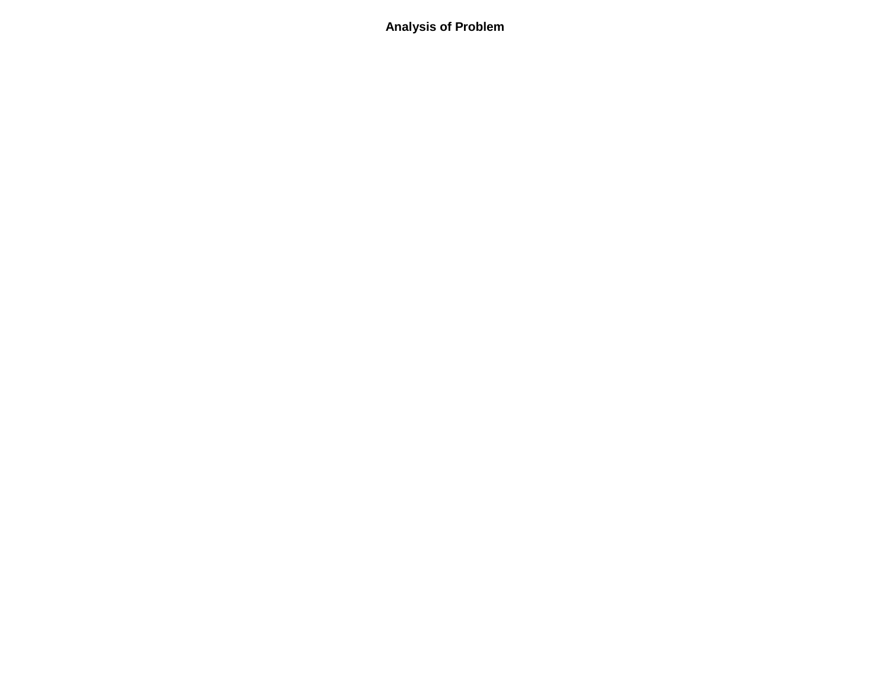# Analysis of Problem